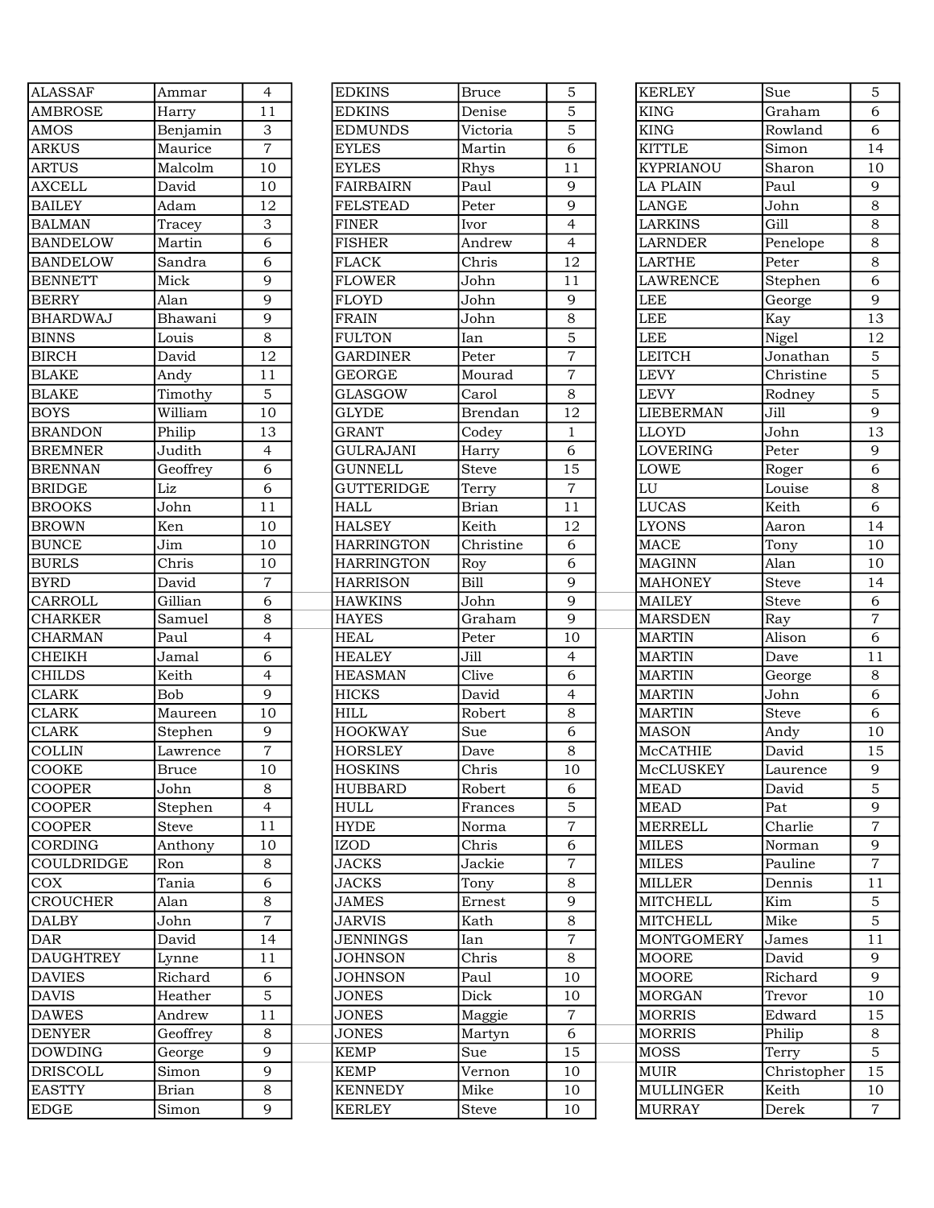| | | |
|---|---|---|
| ALASSAF | Ammar | 4 |
| AMBROSE | Harry | 11 |
| AMOS | Benjamin | 3 |
| ARKUS | Maurice | 7 |
| ARTUS | Malcolm | 10 |
| AXCELL | David | 10 |
| BAILEY | Adam | 12 |
| BALMAN | Tracey | 3 |
| BANDELOW | Martin | 6 |
| BANDELOW | Sandra | 6 |
| BENNETT | Mick | 9 |
| BERRY | Alan | 9 |
| BHARDWAJ | Bhawani | 9 |
| BINNS | Louis | 8 |
| BIRCH | David | 12 |
| BLAKE | Andy | 11 |
| BLAKE | Timothy | 5 |
| BOYS | William | 10 |
| BRANDON | Philip | 13 |
| BREMNER | Judith | 4 |
| BRENNAN | Geoffrey | 6 |
| BRIDGE | Liz | 6 |
| BROOKS | John | 11 |
| BROWN | Ken | 10 |
| BUNCE | Jim | 10 |
| BURLS | Chris | 10 |
| BYRD | David | 7 |
| CARROLL | Gillian | 6 |
| CHARKER | Samuel | 8 |
| CHARMAN | Paul | 4 |
| CHEIKH | Jamal | 6 |
| CHILDS | Keith | 4 |
| CLARK | Bob | 9 |
| CLARK | Maureen | 10 |
| CLARK | Stephen | 9 |
| COLLIN | Lawrence | 7 |
| COOKE | Bruce | 10 |
| COOPER | John | 8 |
| COOPER | Stephen | 4 |
| COOPER | Steve | 11 |
| CORDING | Anthony | 10 |
| COULDRIDGE | Ron | 8 |
| COX | Tania | 6 |
| CROUCHER | Alan | 8 |
| DALBY | John | 7 |
| DAR | David | 14 |
| DAUGHTREY | Lynne | 11 |
| DAVIES | Richard | 6 |
| DAVIS | Heather | 5 |
| DAWES | Andrew | 11 |
| DENYER | Geoffrey | 8 |
| DOWDING | George | 9 |
| DRISCOLL | Simon | 9 |
| EASTTY | Brian | 8 |
| EDGE | Simon | 9 |
| EDKINS | Bruce | 5 |
| EDKINS | Denise | 5 |
| EDMUNDS | Victoria | 5 |
| EYLES | Martin | 6 |
| EYLES | Rhys | 11 |
| FAIRBAIRN | Paul | 9 |
| FELSTEAD | Peter | 9 |
| FINER | Ivor | 4 |
| FISHER | Andrew | 4 |
| FLACK | Chris | 12 |
| FLOWER | John | 11 |
| FLOYD | John | 9 |
| FRAIN | John | 8 |
| FULTON | Ian | 5 |
| GARDINER | Peter | 7 |
| GEORGE | Mourad | 7 |
| GLASGOW | Carol | 8 |
| GLYDE | Brendan | 12 |
| GRANT | Codey | 1 |
| GULRAJANI | Harry | 6 |
| GUNNELL | Steve | 15 |
| GUTTERIDGE | Terry | 7 |
| HALL | Brian | 11 |
| HALSEY | Keith | 12 |
| HARRINGTON | Christine | 6 |
| HARRINGTON | Roy | 6 |
| HARRISON | Bill | 9 |
| HAWKINS | John | 9 |
| HAYES | Graham | 9 |
| HEAL | Peter | 10 |
| HEALEY | Jill | 4 |
| HEASMAN | Clive | 6 |
| HICKS | David | 4 |
| HILL | Robert | 8 |
| HOOKWAY | Sue | 6 |
| HORSLEY | Dave | 8 |
| HOSKINS | Chris | 10 |
| HUBBARD | Robert | 6 |
| HULL | Frances | 5 |
| HYDE | Norma | 7 |
| IZOD | Chris | 6 |
| JACKS | Jackie | 7 |
| JACKS | Tony | 8 |
| JAMES | Ernest | 9 |
| JARVIS | Kath | 8 |
| JENNINGS | Ian | 7 |
| JOHNSON | Chris | 8 |
| JOHNSON | Paul | 10 |
| JONES | Dick | 10 |
| JONES | Maggie | 7 |
| JONES | Martyn | 6 |
| KEMP | Sue | 15 |
| KEMP | Vernon | 10 |
| KENNEDY | Mike | 10 |
| KERLEY | Steve | 10 |
| KERLEY | Sue | 5 |
| KING | Graham | 6 |
| KING | Rowland | 6 |
| KITTLE | Simon | 14 |
| KYPRIANOU | Sharon | 10 |
| LA PLAIN | Paul | 9 |
| LANGE | John | 8 |
| LARKINS | Gill | 8 |
| LARNDER | Penelope | 8 |
| LARTHE | Peter | 8 |
| LAWRENCE | Stephen | 6 |
| LEE | George | 9 |
| LEE | Kay | 13 |
| LEE | Nigel | 12 |
| LEITCH | Jonathan | 5 |
| LEVY | Christine | 5 |
| LEVY | Rodney | 5 |
| LIEBERMAN | Jill | 9 |
| LLOYD | John | 13 |
| LOVERING | Peter | 9 |
| LOWE | Roger | 6 |
| LU | Louise | 8 |
| LUCAS | Keith | 6 |
| LYONS | Aaron | 14 |
| MACE | Tony | 10 |
| MAGINN | Alan | 10 |
| MAHONEY | Steve | 14 |
| MAILEY | Steve | 6 |
| MARSDEN | Ray | 7 |
| MARTIN | Alison | 6 |
| MARTIN | Dave | 11 |
| MARTIN | George | 8 |
| MARTIN | John | 6 |
| MARTIN | Steve | 6 |
| MASON | Andy | 10 |
| McCATHIE | David | 15 |
| McCLUSKEY | Laurence | 9 |
| MEAD | David | 5 |
| MEAD | Pat | 9 |
| MERRELL | Charlie | 7 |
| MILES | Norman | 9 |
| MILES | Pauline | 7 |
| MILLER | Dennis | 11 |
| MITCHELL | Kim | 5 |
| MITCHELL | Mike | 5 |
| MONTGOMERY | James | 11 |
| MOORE | David | 9 |
| MOORE | Richard | 9 |
| MORGAN | Trevor | 10 |
| MORRIS | Edward | 15 |
| MORRIS | Philip | 8 |
| MOSS | Terry | 5 |
| MUIR | Christopher | 15 |
| MULLINGER | Keith | 10 |
| MURRAY | Derek | 7 |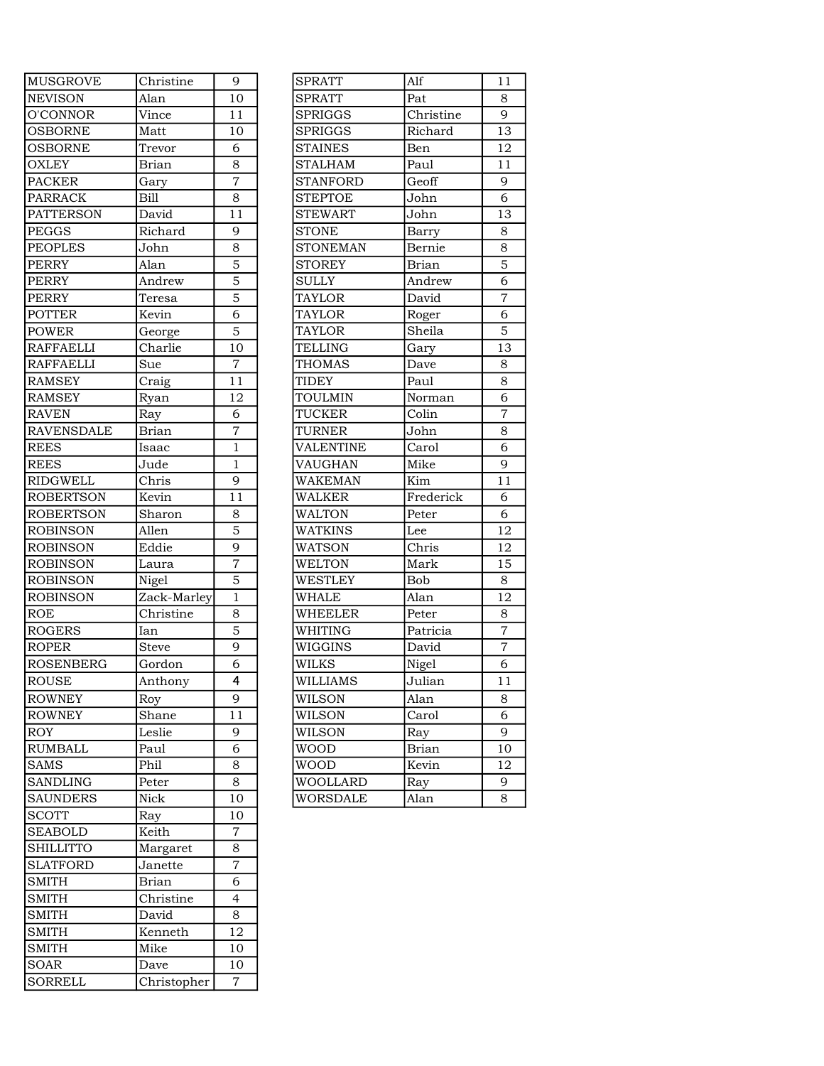| | | |
|---|---|---|
| MUSGROVE | Christine | 9 |
| NEVISON | Alan | 10 |
| O'CONNOR | Vince | 11 |
| OSBORNE | Matt | 10 |
| OSBORNE | Trevor | 6 |
| OXLEY | Brian | 8 |
| PACKER | Gary | 7 |
| PARRACK | Bill | 8 |
| PATTERSON | David | 11 |
| PEGGS | Richard | 9 |
| PEOPLES | John | 8 |
| PERRY | Alan | 5 |
| PERRY | Andrew | 5 |
| PERRY | Teresa | 5 |
| POTTER | Kevin | 6 |
| POWER | George | 5 |
| RAFFAELLI | Charlie | 10 |
| RAFFAELLI | Sue | 7 |
| RAMSEY | Craig | 11 |
| RAMSEY | Ryan | 12 |
| RAVEN | Ray | 6 |
| RAVENSDALE | Brian | 7 |
| REES | Isaac | 1 |
| REES | Jude | 1 |
| RIDGWELL | Chris | 9 |
| ROBERTSON | Kevin | 11 |
| ROBERTSON | Sharon | 8 |
| ROBINSON | Allen | 5 |
| ROBINSON | Eddie | 9 |
| ROBINSON | Laura | 7 |
| ROBINSON | Nigel | 5 |
| ROBINSON | Zack-Marley | 1 |
| ROE | Christine | 8 |
| ROGERS | Ian | 5 |
| ROPER | Steve | 9 |
| ROSENBERG | Gordon | 6 |
| ROUSE | Anthony | 4 |
| ROWNEY | Roy | 9 |
| ROWNEY | Shane | 11 |
| ROY | Leslie | 9 |
| RUMBALL | Paul | 6 |
| SAMS | Phil | 8 |
| SANDLING | Peter | 8 |
| SAUNDERS | Nick | 10 |
| SCOTT | Ray | 10 |
| SEABOLD | Keith | 7 |
| SHILLITTO | Margaret | 8 |
| SLATFORD | Janette | 7 |
| SMITH | Brian | 6 |
| SMITH | Christine | 4 |
| SMITH | David | 8 |
| SMITH | Kenneth | 12 |
| SMITH | Mike | 10 |
| SOAR | Dave | 10 |
| SORRELL | Christopher | 7 |
| SPRATT | Alf | 11 |
| SPRATT | Pat | 8 |
| SPRIGGS | Christine | 9 |
| SPRIGGS | Richard | 13 |
| STAINES | Ben | 12 |
| STALHAM | Paul | 11 |
| STANFORD | Geoff | 9 |
| STEPTOE | John | 6 |
| STEWART | John | 13 |
| STONE | Barry | 8 |
| STONEMAN | Bernie | 8 |
| STOREY | Brian | 5 |
| SULLY | Andrew | 6 |
| TAYLOR | David | 7 |
| TAYLOR | Roger | 6 |
| TAYLOR | Sheila | 5 |
| TELLING | Gary | 13 |
| THOMAS | Dave | 8 |
| TIDEY | Paul | 8 |
| TOULMIN | Norman | 6 |
| TUCKER | Colin | 7 |
| TURNER | John | 8 |
| VALENTINE | Carol | 6 |
| VAUGHAN | Mike | 9 |
| WAKEMAN | Kim | 11 |
| WALKER | Frederick | 6 |
| WALTON | Peter | 6 |
| WATKINS | Lee | 12 |
| WATSON | Chris | 12 |
| WELTON | Mark | 15 |
| WESTLEY | Bob | 8 |
| WHALE | Alan | 12 |
| WHEELER | Peter | 8 |
| WHITING | Patricia | 7 |
| WIGGINS | David | 7 |
| WILKS | Nigel | 6 |
| WILLIAMS | Julian | 11 |
| WILSON | Alan | 8 |
| WILSON | Carol | 6 |
| WILSON | Ray | 9 |
| WOOD | Brian | 10 |
| WOOD | Kevin | 12 |
| WOOLLARD | Ray | 9 |
| WORSDALE | Alan | 8 |